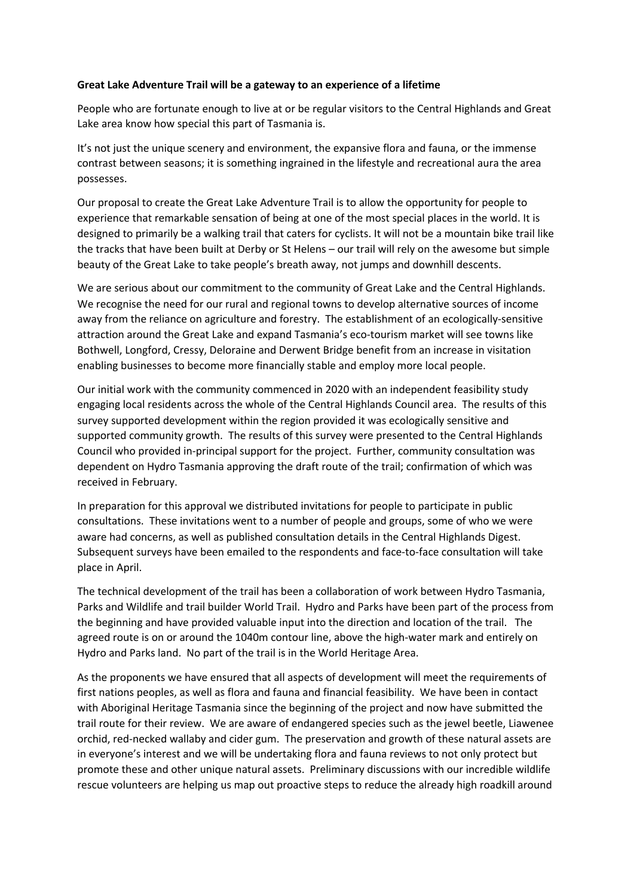**Great Lake Adventure Trail will be a gateway to an experience of a lifetime**

People who are fortunate enough to live at or be regular visitors to the Central Highlands and Great Lake area know how special this part of Tasmania is.

It's not just the unique scenery and environment, the expansive flora and fauna, or the immense contrast between seasons; it is something ingrained in the lifestyle and recreational aura the area possesses.

Our proposal to create the Great Lake Adventure Trail is to allow the opportunity for people to experience that remarkable sensation of being at one of the most special places in the world. It is designed to primarily be a walking trail that caters for cyclists. It will not be a mountain bike trail like the tracks that have been built at Derby or St Helens – our trail will rely on the awesome but simple beauty of the Great Lake to take people's breath away, not jumps and downhill descents.

We are serious about our commitment to the community of Great Lake and the Central Highlands. We recognise the need for our rural and regional towns to develop alternative sources of income away from the reliance on agriculture and forestry. The establishment of an ecologically-sensitive attraction around the Great Lake and expand Tasmania's eco-tourism market will see towns like Bothwell, Longford, Cressy, Deloraine and Derwent Bridge benefit from an increase in visitation enabling businesses to become more financially stable and employ more local people.

Our initial work with the community commenced in 2020 with an independent feasibility study engaging local residents across the whole of the Central Highlands Council area. The results of this survey supported development within the region provided it was ecologically sensitive and supported community growth. The results of this survey were presented to the Central Highlands Council who provided in-principal support for the project. Further, community consultation was dependent on Hydro Tasmania approving the draft route of the trail; confirmation of which was received in February.

In preparation for this approval we distributed invitations for people to participate in public consultations. These invitations went to a number of people and groups, some of who we were aware had concerns, as well as published consultation details in the Central Highlands Digest. Subsequent surveys have been emailed to the respondents and face-to-face consultation will take place in April.

The technical development of the trail has been a collaboration of work between Hydro Tasmania, Parks and Wildlife and trail builder World Trail. Hydro and Parks have been part of the process from the beginning and have provided valuable input into the direction and location of the trail. The agreed route is on or around the 1040m contour line, above the high-water mark and entirely on Hydro and Parks land. No part of the trail is in the World Heritage Area.

As the proponents we have ensured that all aspects of development will meet the requirements of first nations peoples, as well as flora and fauna and financial feasibility. We have been in contact with Aboriginal Heritage Tasmania since the beginning of the project and now have submitted the trail route for their review. We are aware of endangered species such as the jewel beetle, Liawenee orchid, red-necked wallaby and cider gum. The preservation and growth of these natural assets are in everyone's interest and we will be undertaking flora and fauna reviews to not only protect but promote these and other unique natural assets. Preliminary discussions with our incredible wildlife rescue volunteers are helping us map out proactive steps to reduce the already high roadkill around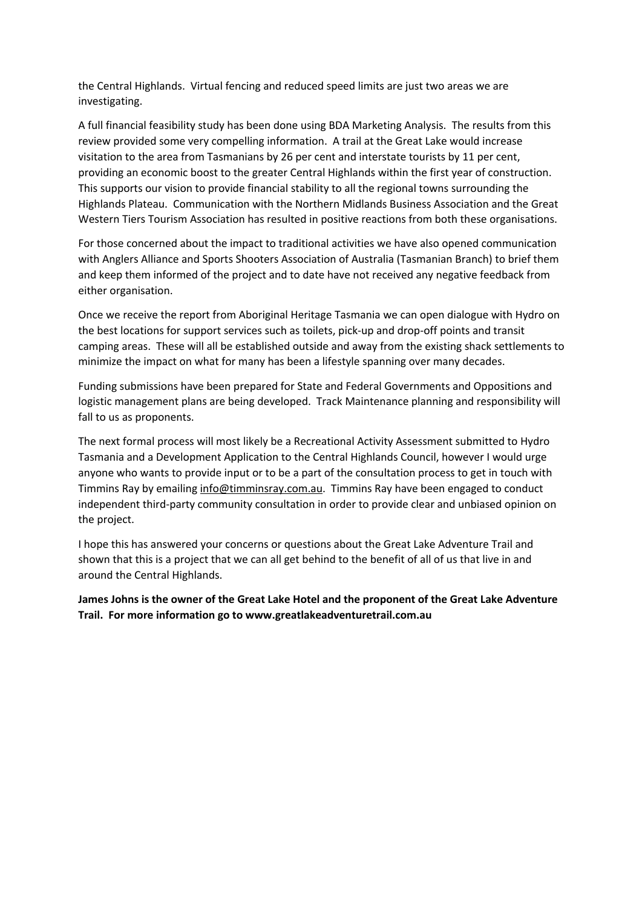the Central Highlands. Virtual fencing and reduced speed limits are just two areas we are investigating.

A full financial feasibility study has been done using BDA Marketing Analysis. The results from this review provided some very compelling information. A trail at the Great Lake would increase visitation to the area from Tasmanians by 26 per cent and interstate tourists by 11 per cent, providing an economic boost to the greater Central Highlands within the first year of construction. This supports our vision to provide financial stability to all the regional towns surrounding the Highlands Plateau. Communication with the Northern Midlands Business Association and the Great Western Tiers Tourism Association has resulted in positive reactions from both these organisations.

For those concerned about the impact to traditional activities we have also opened communication with Anglers Alliance and Sports Shooters Association of Australia (Tasmanian Branch) to brief them and keep them informed of the project and to date have not received any negative feedback from either organisation.

Once we receive the report from Aboriginal Heritage Tasmania we can open dialogue with Hydro on the best locations for support services such as toilets, pick-up and drop-off points and transit camping areas. These will all be established outside and away from the existing shack settlements to minimize the impact on what for many has been a lifestyle spanning over many decades.

Funding submissions have been prepared for State and Federal Governments and Oppositions and logistic management plans are being developed. Track Maintenance planning and responsibility will fall to us as proponents.

The next formal process will most likely be a Recreational Activity Assessment submitted to Hydro Tasmania and a Development Application to the Central Highlands Council, however I would urge anyone who wants to provide input or to be a part of the consultation process to get in touch with Timmins Ray by emailing info@timminsray.com.au. Timmins Ray have been engaged to conduct independent third-party community consultation in order to provide clear and unbiased opinion on the project.

I hope this has answered your concerns or questions about the Great Lake Adventure Trail and shown that this is a project that we can all get behind to the benefit of all of us that live in and around the Central Highlands.

**James Johns is the owner of the Great Lake Hotel and the proponent of the Great Lake Adventure Trail. For more information go to www.greatlakeadventuretrail.com.au**